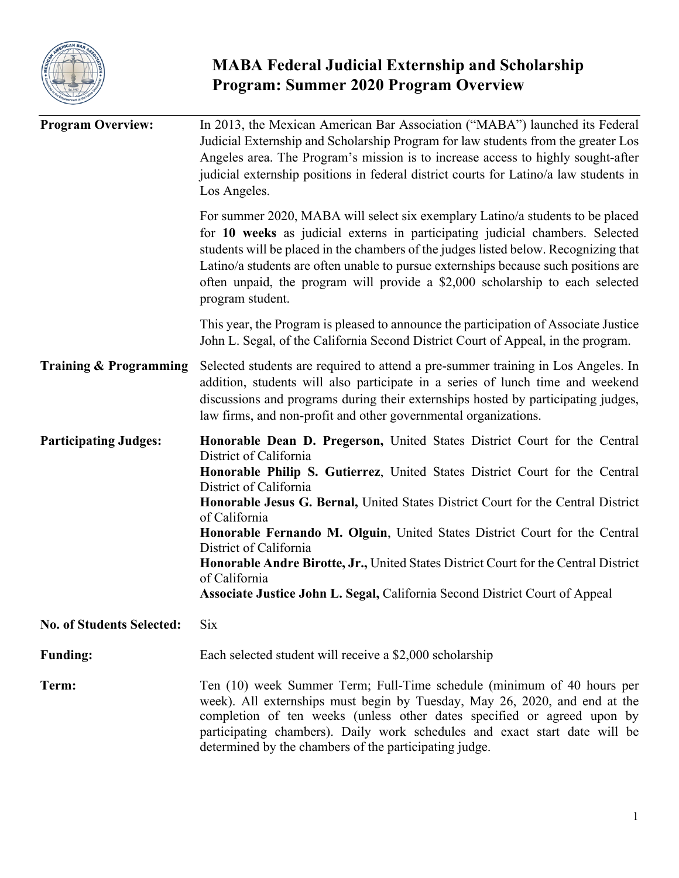# MABA Federal Judicial Externship and Scholarship Program: Summer 2020 Program Overview

**Program Overview:**

In 2013, the Mexican American Bar Association ("MABA") launched its Federal Judicial Externship and Scholarship Program for law students from the greater Los Angeles area. The Program's mission is to increase access to highly sought-after judicial externship positions in federal district courts for Latino/a law students in Los Angeles.

For summer 2020, MABA will select six exemplary Latino/a students to be placed for **10 weeks** as judicial externs in participating judicial chambers. Selected students will be placed in the chambers of the judges listed below. Recognizing that Latino/a students are often unable to pursue externships because such positions are often unpaid, the program will provide a $2,000 scholarship to each selected program student.

This year, the Program is pleased to announce the participation of Associate Justice John L. Segal, of the California Second District Court of Appeal, in the program.

**Training & Programming**

Selected students are required to attend a pre-summer training in Los Angeles. In addition, students will also participate in a series of lunch time and weekend discussions and programs during their externships hosted by participating judges, law firms, and non-profit and other governmental organizations.

**Participating Judges:**

**Honorable Dean D. Pregerson,** United States District Court for the Central District of California
**Honorable Philip S. Gutierrez**, United States District Court for the Central District of California
**Honorable Jesus G. Bernal,** United States District Court for the Central District of California
**Honorable Fernando M. Olguin**, United States District Court for the Central District of California
**Honorable Andre Birotte, Jr.,** United States District Court for the Central District of California
**Associate Justice John L. Segal,** California Second District Court of Appeal

**No. of Students Selected:** Six

**Funding:** Each selected student will receive a $2,000 scholarship

**Term:**

Ten (10) week Summer Term; Full-Time schedule (minimum of 40 hours per week). All externships must begin by Tuesday, May 26, 2020, and end at the completion of ten weeks (unless other dates specified or agreed upon by participating chambers). Daily work schedules and exact start date will be determined by the chambers of the participating judge.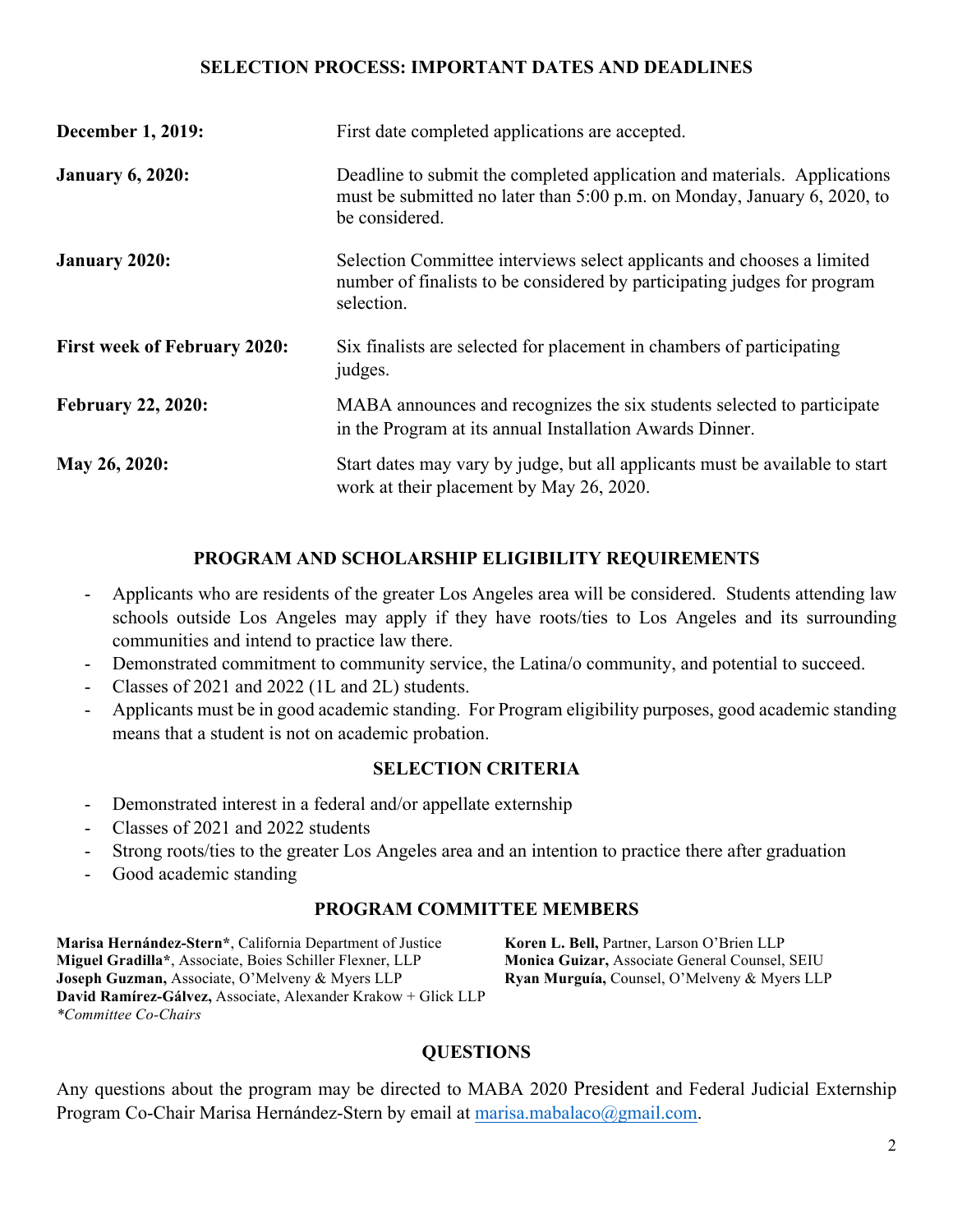## SELECTION PROCESS: IMPORTANT DATES AND DEADLINES

| | |
|---|---|
| **December 1, 2019:** | First date completed applications are accepted. |
| **January 6, 2020:** | Deadline to submit the completed application and materials. Applications must be submitted no later than 5:00 p.m. on Monday, January 6, 2020, to be considered. |
| **January 2020:** | Selection Committee interviews select applicants and chooses a limited number of finalists to be considered by participating judges for program selection. |
| **First week of February 2020:** | Six finalists are selected for placement in chambers of participating judges. |
| **February 22, 2020:** | MABA announces and recognizes the six students selected to participate in the Program at its annual Installation Awards Dinner. |
| **May 26, 2020:** | Start dates may vary by judge, but all applicants must be available to start work at their placement by May 26, 2020. |

## PROGRAM AND SCHOLARSHIP ELIGIBILITY REQUIREMENTS

- Applicants who are residents of the greater Los Angeles area will be considered. Students attending law schools outside Los Angeles may apply if they have roots/ties to Los Angeles and its surrounding communities and intend to practice law there.
- Demonstrated commitment to community service, the Latina/o community, and potential to succeed.
- Classes of 2021 and 2022 (1L and 2L) students.
- Applicants must be in good academic standing. For Program eligibility purposes, good academic standing means that a student is not on academic probation.

## SELECTION CRITERIA

- Demonstrated interest in a federal and/or appellate externship
- Classes of 2021 and 2022 students
- Strong roots/ties to the greater Los Angeles area and an intention to practice there after graduation
- Good academic standing

## PROGRAM COMMITTEE MEMBERS

**Marisa Hernández-Stern***, California Department of Justice
**Miguel Gradilla***, Associate, Boies Schiller Flexner, LLP
**Joseph Guzman,** Associate, O'Melveny & Myers LLP
**David Ramírez-Gálvez,** Associate, Alexander Krakow + Glick LLP
**Koren L. Bell,** Partner, Larson O'Brien LLP
**Monica Guizar,** Associate General Counsel, SEIU
**Ryan Murguía,** Counsel, O'Melveny & Myers LLP

*\*Committee Co-Chairs*

## QUESTIONS

Any questions about the program may be directed to MABA 2020 President and Federal Judicial Externship Program Co-Chair Marisa Hernández-Stern by email at marisa.mabalaco@gmail.com.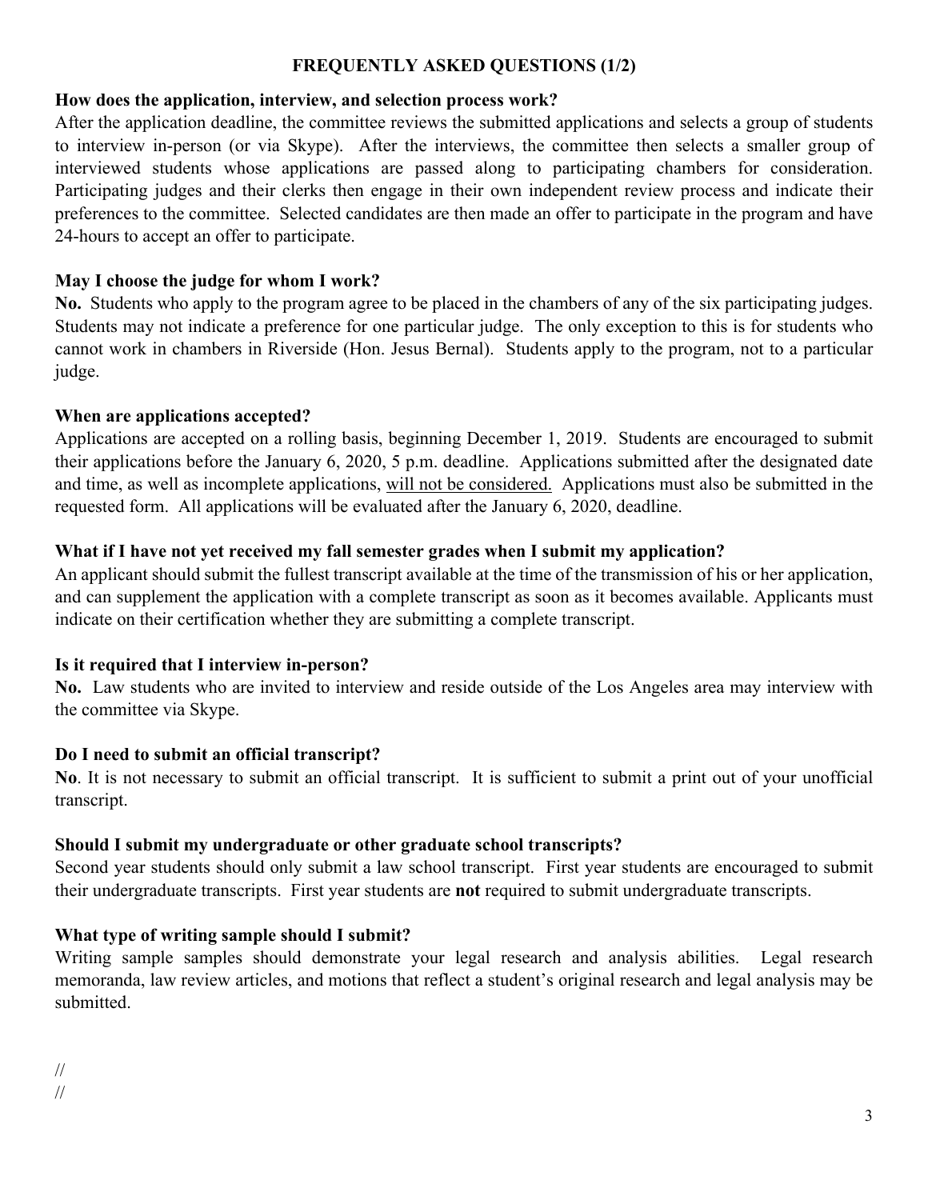## FREQUENTLY ASKED QUESTIONS (1/2)

**How does the application, interview, and selection process work?**

After the application deadline, the committee reviews the submitted applications and selects a group of students to interview in-person (or via Skype). After the interviews, the committee then selects a smaller group of interviewed students whose applications are passed along to participating chambers for consideration. Participating judges and their clerks then engage in their own independent review process and indicate their preferences to the committee. Selected candidates are then made an offer to participate in the program and have 24-hours to accept an offer to participate.

**May I choose the judge for whom I work?**

**No.** Students who apply to the program agree to be placed in the chambers of any of the six participating judges. Students may not indicate a preference for one particular judge. The only exception to this is for students who cannot work in chambers in Riverside (Hon. Jesus Bernal). Students apply to the program, not to a particular judge.

**When are applications accepted?**

Applications are accepted on a rolling basis, beginning December 1, 2019. Students are encouraged to submit their applications before the January 6, 2020, 5 p.m. deadline. Applications submitted after the designated date and time, as well as incomplete applications, <u>will not be considered.</u> Applications must also be submitted in the requested form. All applications will be evaluated after the January 6, 2020, deadline.

**What if I have not yet received my fall semester grades when I submit my application?**

An applicant should submit the fullest transcript available at the time of the transmission of his or her application, and can supplement the application with a complete transcript as soon as it becomes available. Applicants must indicate on their certification whether they are submitting a complete transcript.

**Is it required that I interview in-person?**

**No.** Law students who are invited to interview and reside outside of the Los Angeles area may interview with the committee via Skype.

**Do I need to submit an official transcript?**

**No**. It is not necessary to submit an official transcript. It is sufficient to submit a print out of your unofficial transcript.

**Should I submit my undergraduate or other graduate school transcripts?**

Second year students should only submit a law school transcript. First year students are encouraged to submit their undergraduate transcripts. First year students are **not** required to submit undergraduate transcripts.

**What type of writing sample should I submit?**

Writing sample samples should demonstrate your legal research and analysis abilities. Legal research memoranda, law review articles, and motions that reflect a student's original research and legal analysis may be submitted.

//
//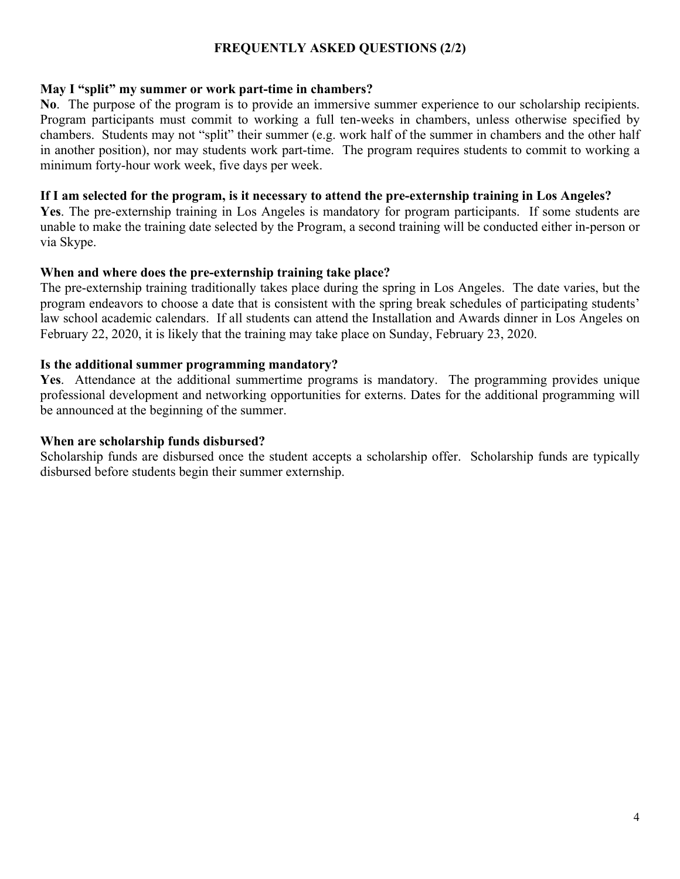## FREQUENTLY ASKED QUESTIONS (2/2)

**May I "split" my summer or work part-time in chambers?**

**No**. The purpose of the program is to provide an immersive summer experience to our scholarship recipients. Program participants must commit to working a full ten-weeks in chambers, unless otherwise specified by chambers. Students may not "split" their summer (e.g. work half of the summer in chambers and the other half in another position), nor may students work part-time. The program requires students to commit to working a minimum forty-hour work week, five days per week.

**If I am selected for the program, is it necessary to attend the pre-externship training in Los Angeles?**

**Yes**. The pre-externship training in Los Angeles is mandatory for program participants. If some students are unable to make the training date selected by the Program, a second training will be conducted either in-person or via Skype.

**When and where does the pre-externship training take place?**

The pre-externship training traditionally takes place during the spring in Los Angeles. The date varies, but the program endeavors to choose a date that is consistent with the spring break schedules of participating students' law school academic calendars. If all students can attend the Installation and Awards dinner in Los Angeles on February 22, 2020, it is likely that the training may take place on Sunday, February 23, 2020.

**Is the additional summer programming mandatory?**

**Yes**. Attendance at the additional summertime programs is mandatory. The programming provides unique professional development and networking opportunities for externs. Dates for the additional programming will be announced at the beginning of the summer.

**When are scholarship funds disbursed?**

Scholarship funds are disbursed once the student accepts a scholarship offer. Scholarship funds are typically disbursed before students begin their summer externship.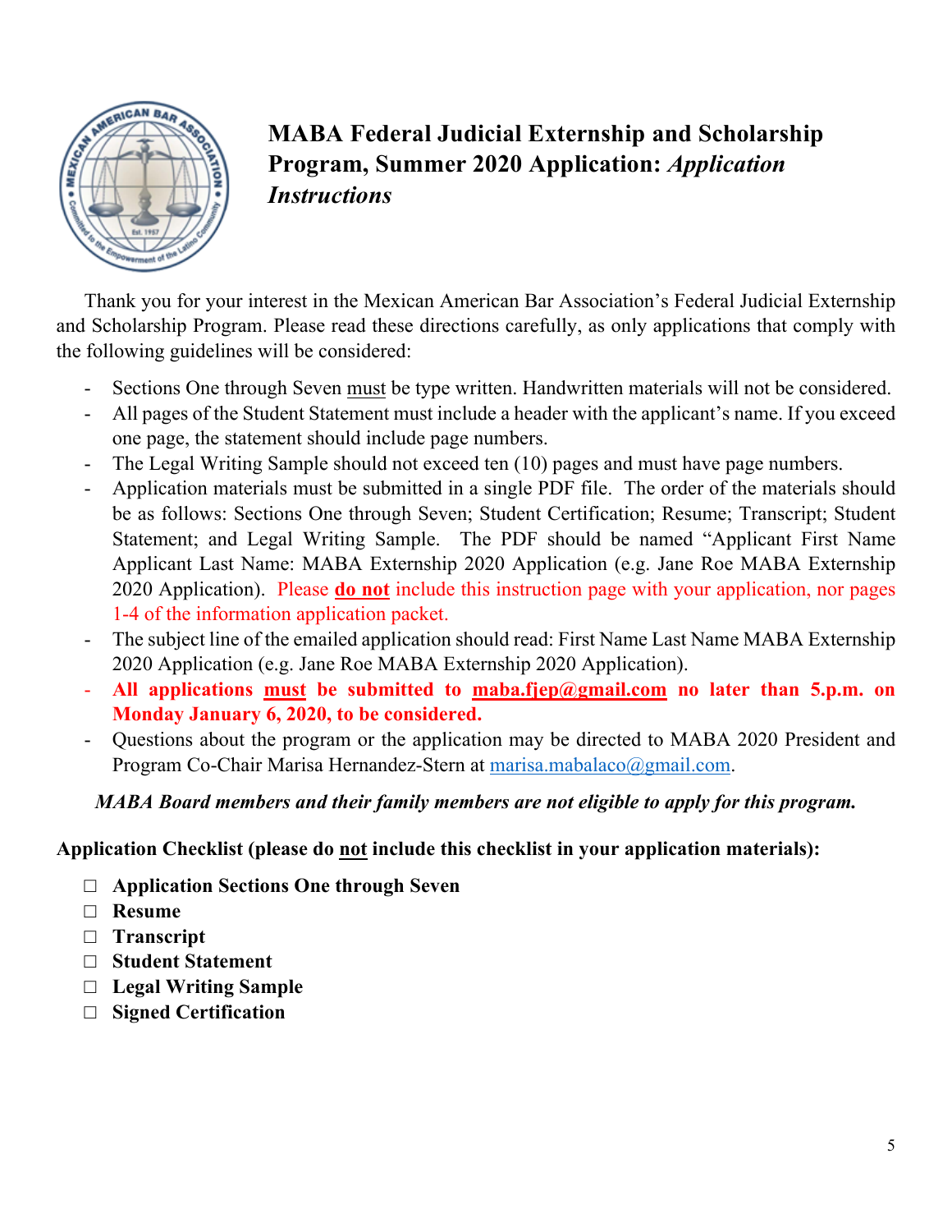# MABA Federal Judicial Externship and Scholarship Program, Summer 2020 Application: *Application Instructions*

Thank you for your interest in the Mexican American Bar Association's Federal Judicial Externship and Scholarship Program. Please read these directions carefully, as only applications that comply with the following guidelines will be considered:

- Sections One through Seven must be type written. Handwritten materials will not be considered.
- All pages of the Student Statement must include a header with the applicant's name. If you exceed one page, the statement should include page numbers.
- The Legal Writing Sample should not exceed ten (10) pages and must have page numbers.
- Application materials must be submitted in a single PDF file. The order of the materials should be as follows: Sections One through Seven; Student Certification; Resume; Transcript; Student Statement; and Legal Writing Sample. The PDF should be named "Applicant First Name Applicant Last Name: MABA Externship 2020 Application (e.g. Jane Roe MABA Externship 2020 Application). Please **do not** include this instruction page with your application, nor pages 1-4 of the information application packet.
- The subject line of the emailed application should read: First Name Last Name MABA Externship 2020 Application (e.g. Jane Roe MABA Externship 2020 Application).
- **All applications must be submitted to maba.fjep@gmail.com no later than 5.p.m. on Monday January 6, 2020, to be considered.**
- Questions about the program or the application may be directed to MABA 2020 President and Program Co-Chair Marisa Hernandez-Stern at marisa.mabalaco@gmail.com.

***MABA Board members and their family members are not eligible to apply for this program.***

**Application Checklist (please do not include this checklist in your application materials):**

- ☐ **Application Sections One through Seven**
- ☐ **Resume**
- ☐ **Transcript**
- ☐ **Student Statement**
- ☐ **Legal Writing Sample**
- ☐ **Signed Certification**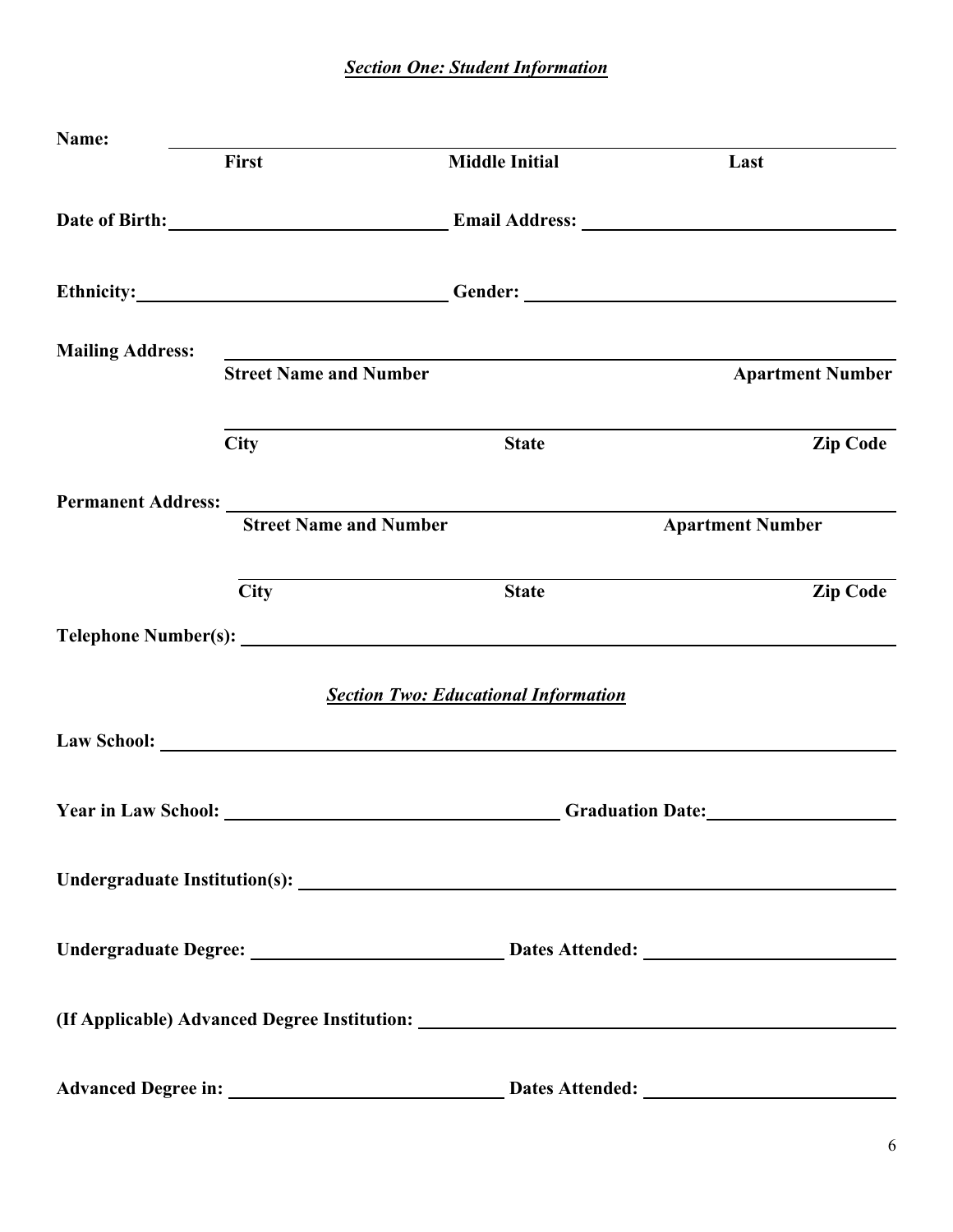## *Section One: Student Information*

**Name:** ______________________________________________

**First** **Middle Initial** **Last**

**Date of Birth:** ____________________ **Email Address:** ____________________

**Ethnicity:** ____________________ **Gender:** ____________________

**Mailing Address:** ______________________________________________

**Street Name and Number** **Apartment Number**

______________________________________________

**City** **State** **Zip Code**

**Permanent Address:** ______________________________________________

**Street Name and Number** **Apartment Number**

______________________________________________

**City** **State** **Zip Code**

**Telephone Number(s):** ______________________________________________

## *Section Two: Educational Information*

**Law School:** ______________________________________________

**Year in Law School:** ____________________ **Graduation Date:** ____________________

**Undergraduate Institution(s):** ______________________________________________

**Undergraduate Degree:** ____________________ **Dates Attended:** ____________________

**(If Applicable) Advanced Degree Institution:** ______________________________________________

**Advanced Degree in:** ____________________ **Dates Attended:** ____________________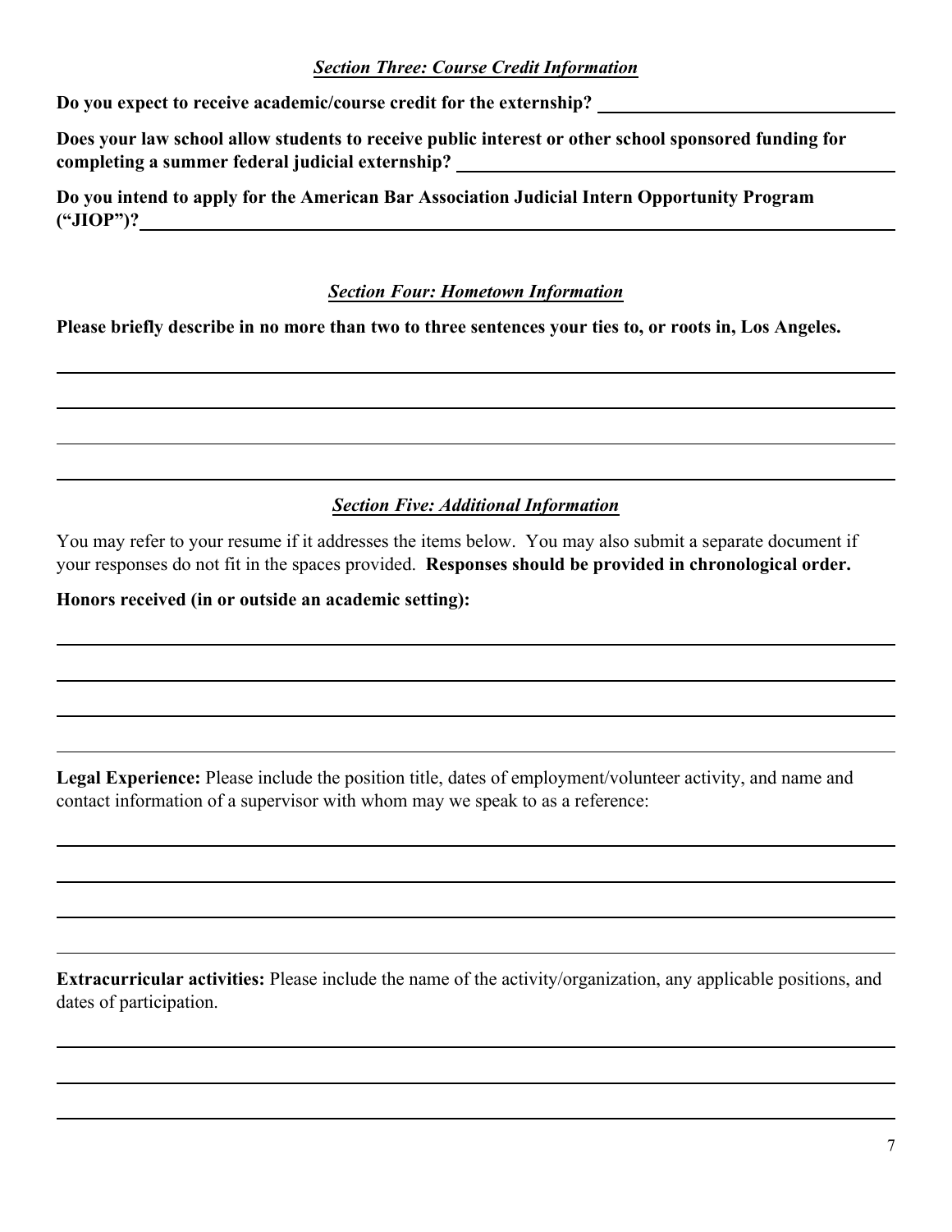***Section Three: Course Credit Information***

**Do you expect to receive academic/course credit for the externship?** ______________________________

**Does your law school allow students to receive public interest or other school sponsored funding for completing a summer federal judicial externship?** ______________________________

**Do you intend to apply for the American Bar Association Judicial Intern Opportunity Program ("JIOP")?** ______________________________

***Section Four: Hometown Information***

**Please briefly describe in no more than two to three sentences your ties to, or roots in, Los Angeles.**

______________________________

______________________________

______________________________

______________________________

***Section Five: Additional Information***

You may refer to your resume if it addresses the items below. You may also submit a separate document if your responses do not fit in the spaces provided. **Responses should be provided in chronological order.**

**Honors received (in or outside an academic setting):**

______________________________

______________________________

______________________________

______________________________

**Legal Experience:** Please include the position title, dates of employment/volunteer activity, and name and contact information of a supervisor with whom may we speak to as a reference:

______________________________

______________________________

______________________________

______________________________

**Extracurricular activities:** Please include the name of the activity/organization, any applicable positions, and dates of participation.

______________________________

______________________________

______________________________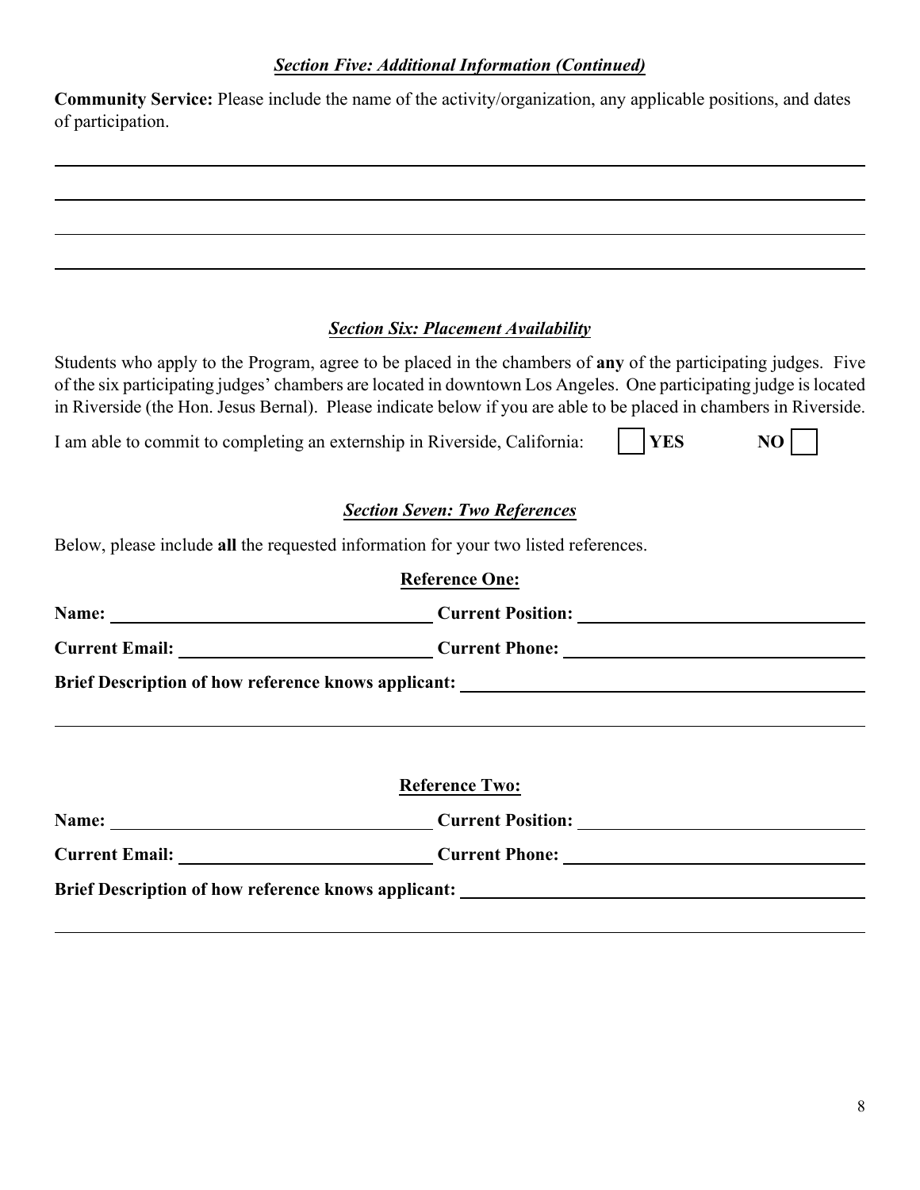### *Section Five: Additional Information (Continued)*

**Community Service:** Please include the name of the activity/organization, any applicable positions, and dates of participation.

\_\_\_\_\_\_\_\_\_\_\_\_\_\_\_\_\_\_\_\_\_\_\_\_\_\_\_\_\_\_\_\_\_\_\_\_\_\_\_\_\_\_\_\_\_\_\_\_\_\_\_\_\_\_\_\_\_\_\_\_\_\_\_\_\_\_\_\_\_\_\_\_\_\_\_\_\_\_

\_\_\_\_\_\_\_\_\_\_\_\_\_\_\_\_\_\_\_\_\_\_\_\_\_\_\_\_\_\_\_\_\_\_\_\_\_\_\_\_\_\_\_\_\_\_\_\_\_\_\_\_\_\_\_\_\_\_\_\_\_\_\_\_\_\_\_\_\_\_\_\_\_\_\_\_\_\_

\_\_\_\_\_\_\_\_\_\_\_\_\_\_\_\_\_\_\_\_\_\_\_\_\_\_\_\_\_\_\_\_\_\_\_\_\_\_\_\_\_\_\_\_\_\_\_\_\_\_\_\_\_\_\_\_\_\_\_\_\_\_\_\_\_\_\_\_\_\_\_\_\_\_\_\_\_\_

\_\_\_\_\_\_\_\_\_\_\_\_\_\_\_\_\_\_\_\_\_\_\_\_\_\_\_\_\_\_\_\_\_\_\_\_\_\_\_\_\_\_\_\_\_\_\_\_\_\_\_\_\_\_\_\_\_\_\_\_\_\_\_\_\_\_\_\_\_\_\_\_\_\_\_\_\_\_

### *Section Six: Placement Availability*

Students who apply to the Program, agree to be placed in the chambers of **any** of the participating judges. Five of the six participating judges' chambers are located in downtown Los Angeles. One participating judge is located in Riverside (the Hon. Jesus Bernal). Please indicate below if you are able to be placed in chambers in Riverside.

I am able to commit to completing an externship in Riverside, California: ☐ **YES** **NO** ☐

### *Section Seven: Two References*

Below, please include **all** the requested information for your two listed references.

**Reference One:**

**Name:** \_\_\_\_\_\_\_\_\_\_\_\_\_\_\_\_\_\_\_\_ **Current Position:** \_\_\_\_\_\_\_\_\_\_\_\_\_\_\_\_\_\_\_\_

**Current Email:** \_\_\_\_\_\_\_\_\_\_\_\_\_\_\_\_\_\_\_\_ **Current Phone:** \_\_\_\_\_\_\_\_\_\_\_\_\_\_\_\_\_\_\_\_

**Brief Description of how reference knows applicant:** \_\_\_\_\_\_\_\_\_\_\_\_\_\_\_\_\_\_\_\_

\_\_\_\_\_\_\_\_\_\_\_\_\_\_\_\_\_\_\_\_\_\_\_\_\_\_\_\_\_\_\_\_\_\_\_\_\_\_\_\_\_\_\_\_\_\_\_\_\_\_\_\_\_\_\_\_\_\_\_\_\_\_\_\_\_\_\_\_\_\_\_\_\_\_\_\_\_\_

**Reference Two:**

**Name:** \_\_\_\_\_\_\_\_\_\_\_\_\_\_\_\_\_\_\_\_ **Current Position:** \_\_\_\_\_\_\_\_\_\_\_\_\_\_\_\_\_\_\_\_

**Current Email:** \_\_\_\_\_\_\_\_\_\_\_\_\_\_\_\_\_\_\_\_ **Current Phone:** \_\_\_\_\_\_\_\_\_\_\_\_\_\_\_\_\_\_\_\_

**Brief Description of how reference knows applicant:** \_\_\_\_\_\_\_\_\_\_\_\_\_\_\_\_\_\_\_\_

\_\_\_\_\_\_\_\_\_\_\_\_\_\_\_\_\_\_\_\_\_\_\_\_\_\_\_\_\_\_\_\_\_\_\_\_\_\_\_\_\_\_\_\_\_\_\_\_\_\_\_\_\_\_\_\_\_\_\_\_\_\_\_\_\_\_\_\_\_\_\_\_\_\_\_\_\_\_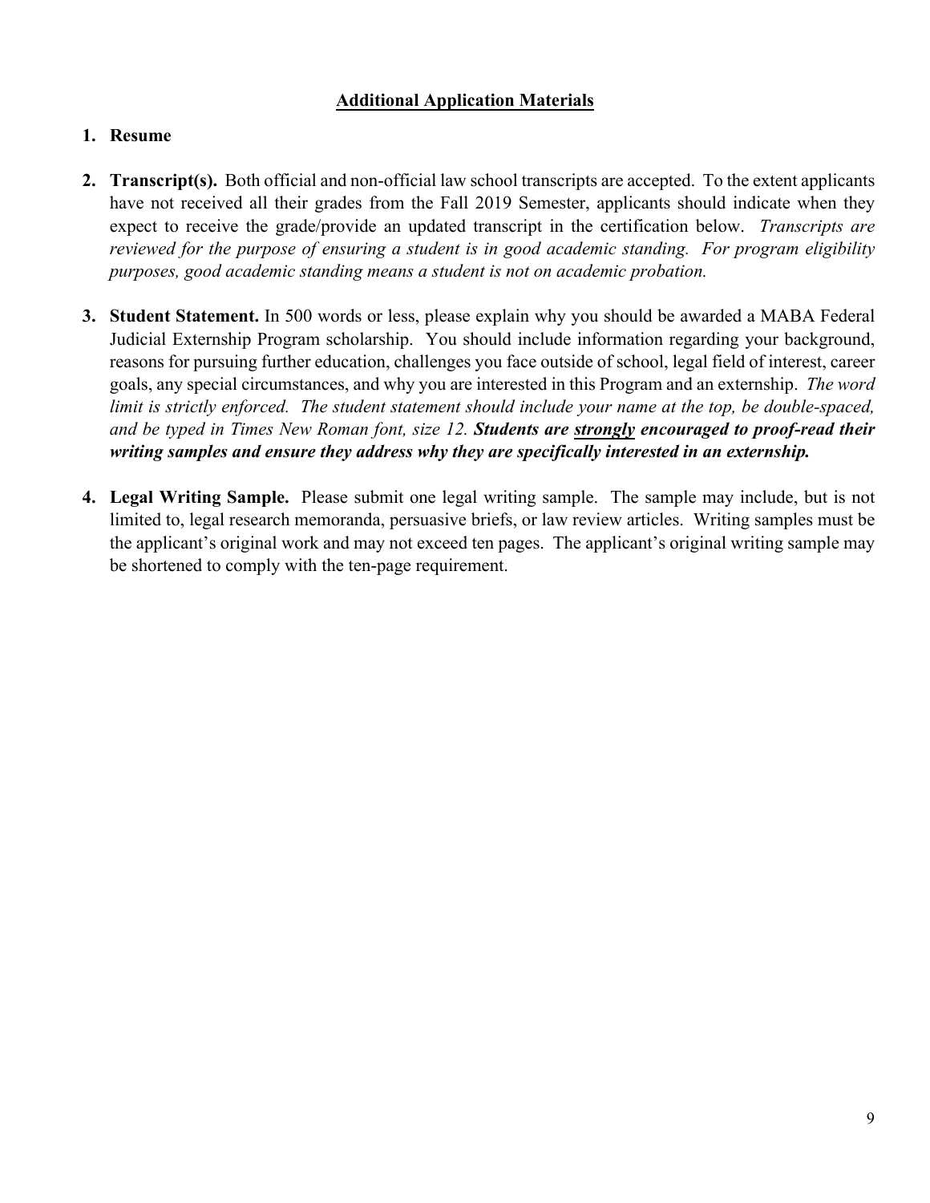## <u>Additional Application Materials</u>

1. **Resume**

2. **Transcript(s).** Both official and non-official law school transcripts are accepted. To the extent applicants have not received all their grades from the Fall 2019 Semester, applicants should indicate when they expect to receive the grade/provide an updated transcript in the certification below. *Transcripts are reviewed for the purpose of ensuring a student is in good academic standing. For program eligibility purposes, good academic standing means a student is not on academic probation.*

3. **Student Statement.** In 500 words or less, please explain why you should be awarded a MABA Federal Judicial Externship Program scholarship. You should include information regarding your background, reasons for pursuing further education, challenges you face outside of school, legal field of interest, career goals, any special circumstances, and why you are interested in this Program and an externship. *The word limit is strictly enforced. The student statement should include your name at the top, be double-spaced, and be typed in Times New Roman font, size 12.* ***Students are <u>strongly</u> encouraged to proof-read their writing samples and ensure they address why they are specifically interested in an externship.***

4. **Legal Writing Sample.** Please submit one legal writing sample. The sample may include, but is not limited to, legal research memoranda, persuasive briefs, or law review articles. Writing samples must be the applicant's original work and may not exceed ten pages. The applicant's original writing sample may be shortened to comply with the ten-page requirement.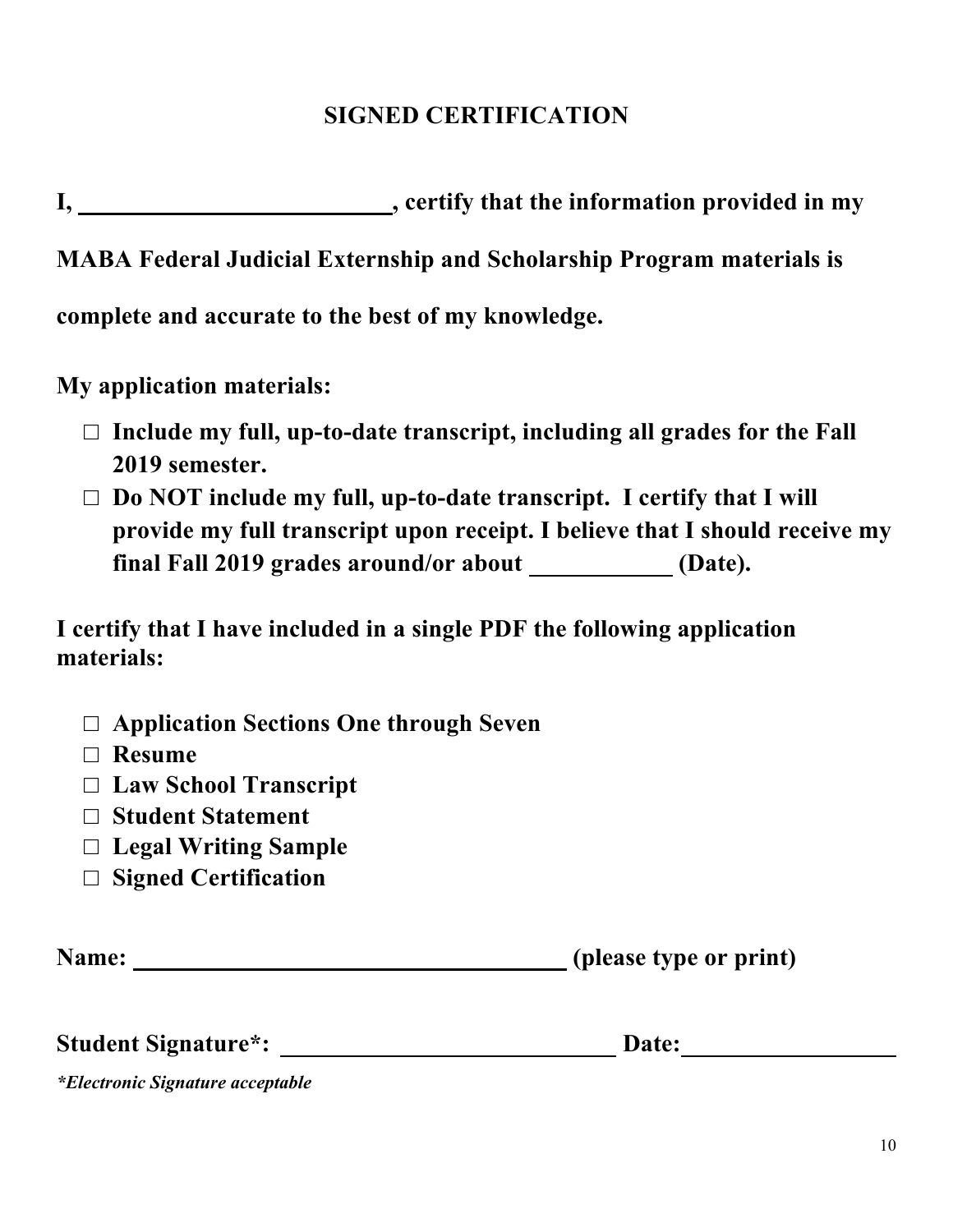## SIGNED CERTIFICATION

**I, \_\_\_\_\_\_\_\_\_\_\_\_\_\_\_\_\_\_\_\_\_\_\_\_\_\_, certify that the information provided in my MABA Federal Judicial Externship and Scholarship Program materials is complete and accurate to the best of my knowledge.**

**My application materials:**

- ☐ **Include my full, up-to-date transcript, including all grades for the Fall 2019 semester.**
- ☐ **Do NOT include my full, up-to-date transcript. I certify that I will provide my full transcript upon receipt. I believe that I should receive my final Fall 2019 grades around/or about \_\_\_\_\_\_\_\_\_\_\_\_ (Date).**

**I certify that I have included in a single PDF the following application materials:**

- ☐ **Application Sections One through Seven**
- ☐ **Resume**
- ☐ **Law School Transcript**
- ☐ **Student Statement**
- ☐ **Legal Writing Sample**
- ☐ **Signed Certification**

**Name: \_\_\_\_\_\_\_\_\_\_\_\_\_\_\_\_\_\_\_\_\_\_\_\_\_\_\_\_\_\_\_\_\_\_\_\_\_\_ (please type or print)**

**Student Signature*: \_\_\_\_\_\_\_\_\_\_\_\_\_\_\_\_\_\_\_\_\_\_\_\_\_\_\_\_\_\_ Date: \_\_\_\_\_\_\_\_\_\_\_\_\_\_\_\_\_\_**

***Electronic Signature acceptable**